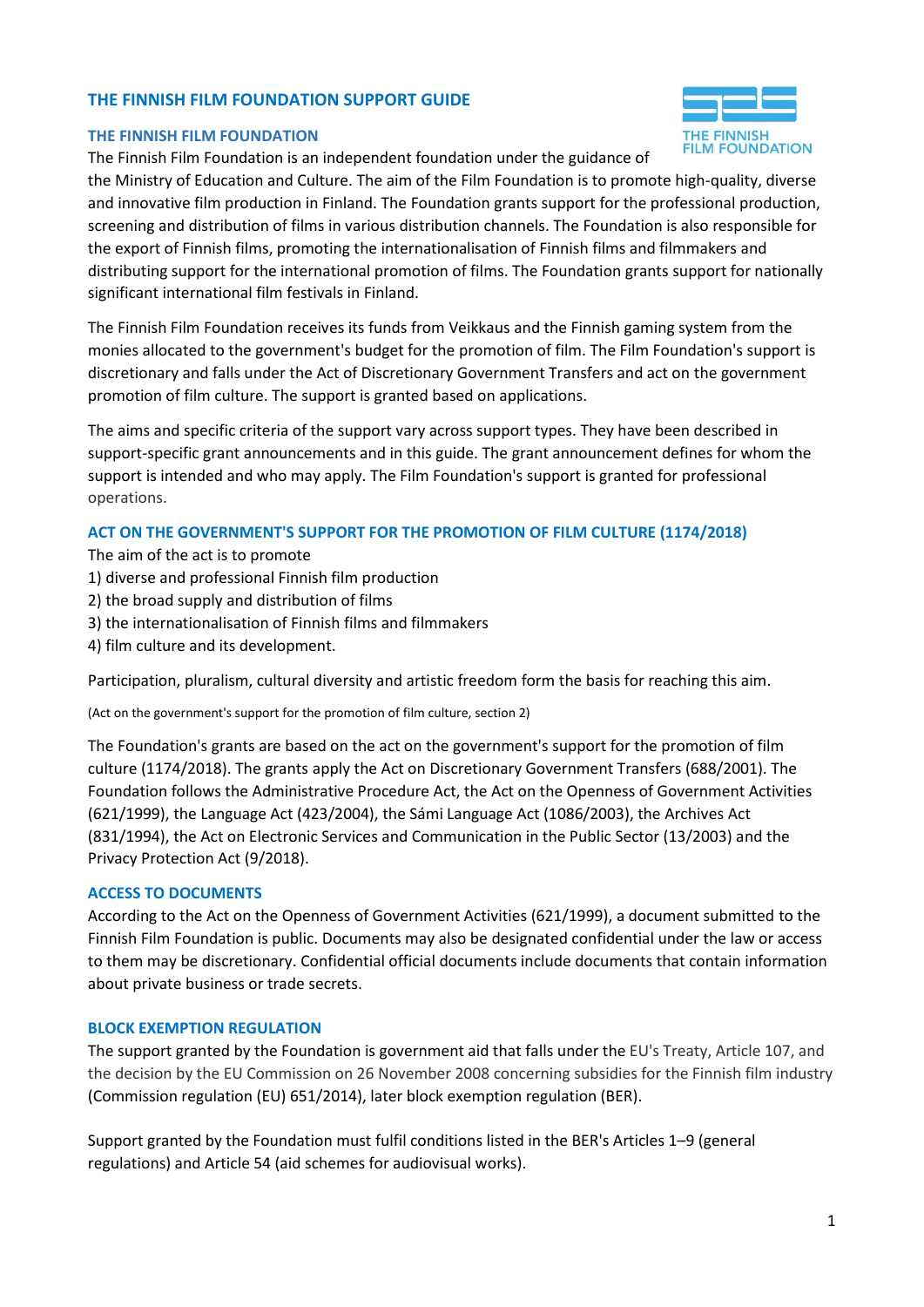# THE FINNISH FILM FOUNDATION SUPPORT GUIDE

## THE FINNISH FILM FOUNDATION

The Finnish Film Foundation is an independent foundation under the guidance of the Ministry of Education and Culture. The aim of the Film Foundation is to promote high-quality, diverse and innovative film production in Finland. The Foundation grants support for the professional production, screening and distribution of films in various distribution channels. The Foundation is also responsible for the export of Finnish films, promoting the internationalisation of Finnish films and filmmakers and distributing support for the international promotion of films. The Foundation grants support for nationally significant international film festivals in Finland.

The Finnish Film Foundation receives its funds from Veikkaus and the Finnish gaming system from the monies allocated to the government's budget for the promotion of film. The Film Foundation's support is discretionary and falls under the Act of Discretionary Government Transfers and act on the government promotion of film culture. The support is granted based on applications.

The aims and specific criteria of the support vary across support types. They have been described in support-specific grant announcements and in this guide. The grant announcement defines for whom the support is intended and who may apply. The Film Foundation's support is granted for professional operations.

## ACT ON THE GOVERNMENT'S SUPPORT FOR THE PROMOTION OF FILM CULTURE (1174/2018)

The aim of the act is to promote
1) diverse and professional Finnish film production
2) the broad supply and distribution of films
3) the internationalisation of Finnish films and filmmakers
4) film culture and its development.

Participation, pluralism, cultural diversity and artistic freedom form the basis for reaching this aim.

(Act on the government's support for the promotion of film culture, section 2)

The Foundation's grants are based on the act on the government's support for the promotion of film culture (1174/2018). The grants apply the Act on Discretionary Government Transfers (688/2001). The Foundation follows the Administrative Procedure Act, the Act on the Openness of Government Activities (621/1999), the Language Act (423/2004), the Sámi Language Act (1086/2003), the Archives Act (831/1994), the Act on Electronic Services and Communication in the Public Sector (13/2003) and the Privacy Protection Act (9/2018).

## ACCESS TO DOCUMENTS

According to the Act on the Openness of Government Activities (621/1999), a document submitted to the Finnish Film Foundation is public. Documents may also be designated confidential under the law or access to them may be discretionary. Confidential official documents include documents that contain information about private business or trade secrets.

## BLOCK EXEMPTION REGULATION

The support granted by the Foundation is government aid that falls under the EU's Treaty, Article 107, and the decision by the EU Commission on 26 November 2008 concerning subsidies for the Finnish film industry (Commission regulation (EU) 651/2014), later block exemption regulation (BER).

Support granted by the Foundation must fulfil conditions listed in the BER's Articles 1–9 (general regulations) and Article 54 (aid schemes for audiovisual works).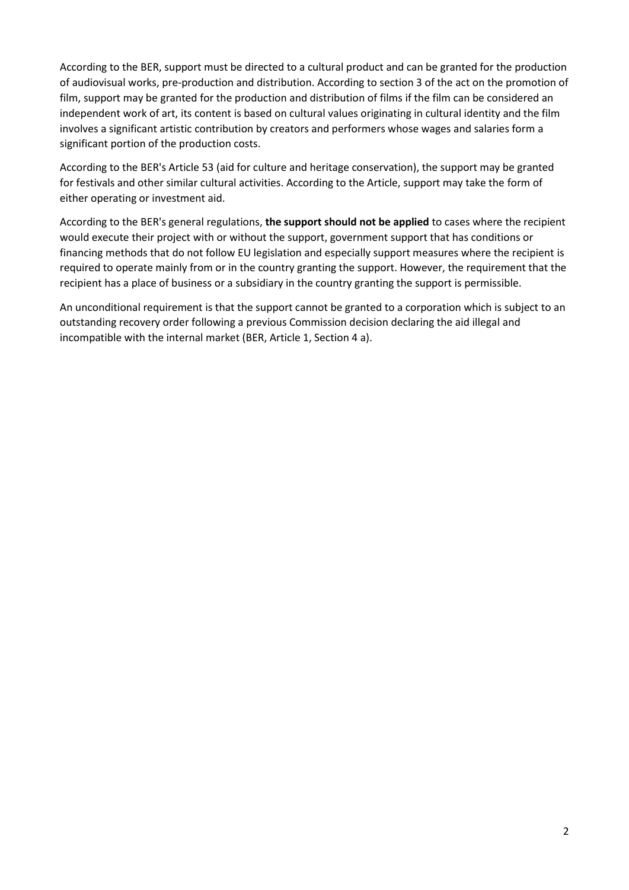According to the BER, support must be directed to a cultural product and can be granted for the production of audiovisual works, pre-production and distribution. According to section 3 of the act on the promotion of film, support may be granted for the production and distribution of films if the film can be considered an independent work of art, its content is based on cultural values originating in cultural identity and the film involves a significant artistic contribution by creators and performers whose wages and salaries form a significant portion of the production costs.

According to the BER's Article 53 (aid for culture and heritage conservation), the support may be granted for festivals and other similar cultural activities. According to the Article, support may take the form of either operating or investment aid.

According to the BER's general regulations, **the support should not be applied** to cases where the recipient would execute their project with or without the support, government support that has conditions or financing methods that do not follow EU legislation and especially support measures where the recipient is required to operate mainly from or in the country granting the support. However, the requirement that the recipient has a place of business or a subsidiary in the country granting the support is permissible.

An unconditional requirement is that the support cannot be granted to a corporation which is subject to an outstanding recovery order following a previous Commission decision declaring the aid illegal and incompatible with the internal market (BER, Article 1, Section 4 a).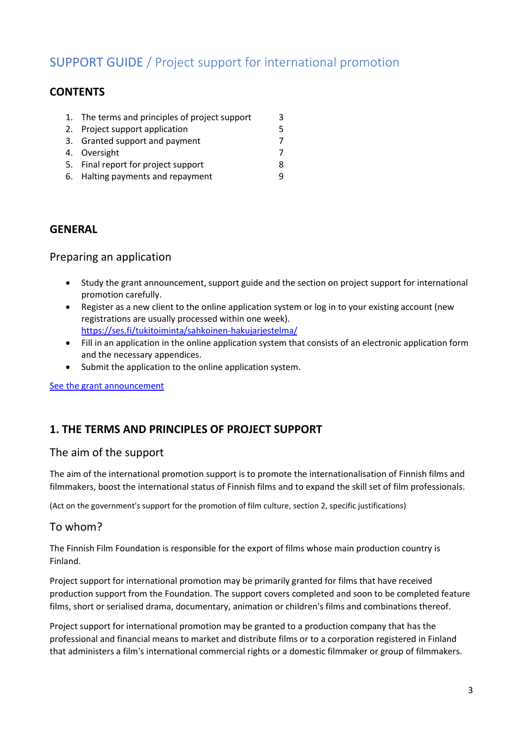# SUPPORT GUIDE / Project support for international promotion

## CONTENTS

| | | |
|---|---|---|
| 1. | The terms and principles of project support | 3 |
| 2. | Project support application | 5 |
| 3. | Granted support and payment | 7 |
| 4. | Oversight | 7 |
| 5. | Final report for project support | 8 |
| 6. | Halting payments and repayment | 9 |

## GENERAL

### Preparing an application

- Study the grant announcement, support guide and the section on project support for international promotion carefully.
- Register as a new client to the online application system or log in to your existing account (new registrations are usually processed within one week). https://ses.fi/tukitoiminta/sahkoinen-hakujarjestelma/
- Fill in an application in the online application system that consists of an electronic application form and the necessary appendices.
- Submit the application to the online application system.

See the grant announcement

## 1. THE TERMS AND PRINCIPLES OF PROJECT SUPPORT

### The aim of the support

The aim of the international promotion support is to promote the internationalisation of Finnish films and filmmakers, boost the international status of Finnish films and to expand the skill set of film professionals.

(Act on the government's support for the promotion of film culture, section 2, specific justifications)

### To whom?

The Finnish Film Foundation is responsible for the export of films whose main production country is Finland.

Project support for international promotion may be primarily granted for films that have received production support from the Foundation. The support covers completed and soon to be completed feature films, short or serialised drama, documentary, animation or children's films and combinations thereof.

Project support for international promotion may be granted to a production company that has the professional and financial means to market and distribute films or to a corporation registered in Finland that administers a film's international commercial rights or a domestic filmmaker or group of filmmakers.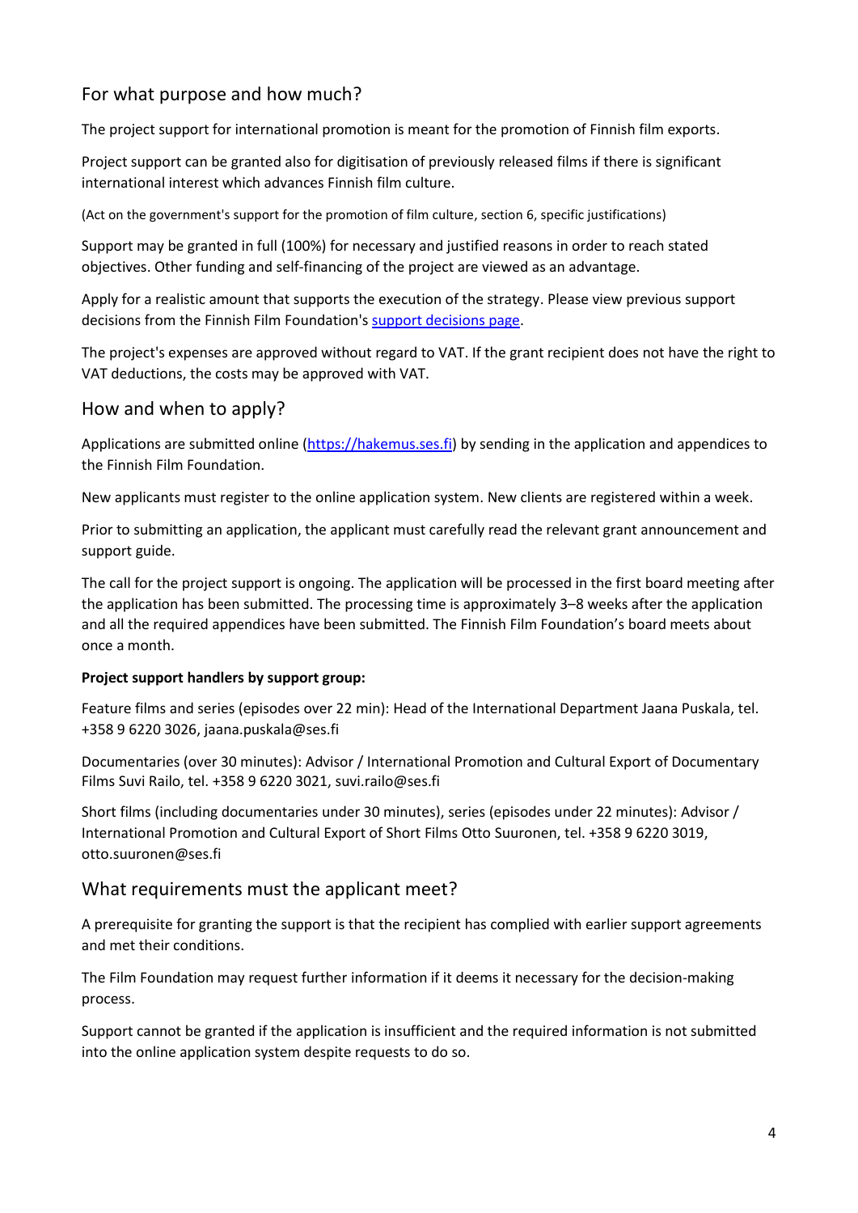## For what purpose and how much?

The project support for international promotion is meant for the promotion of Finnish film exports.

Project support can be granted also for digitisation of previously released films if there is significant international interest which advances Finnish film culture.

(Act on the government's support for the promotion of film culture, section 6, specific justifications)

Support may be granted in full (100%) for necessary and justified reasons in order to reach stated objectives. Other funding and self-financing of the project are viewed as an advantage.

Apply for a realistic amount that supports the execution of the strategy. Please view previous support decisions from the Finnish Film Foundation's support decisions page.

The project's expenses are approved without regard to VAT. If the grant recipient does not have the right to VAT deductions, the costs may be approved with VAT.

## How and when to apply?

Applications are submitted online (https://hakemus.ses.fi) by sending in the application and appendices to the Finnish Film Foundation.

New applicants must register to the online application system. New clients are registered within a week.

Prior to submitting an application, the applicant must carefully read the relevant grant announcement and support guide.

The call for the project support is ongoing. The application will be processed in the first board meeting after the application has been submitted. The processing time is approximately 3–8 weeks after the application and all the required appendices have been submitted. The Finnish Film Foundation's board meets about once a month.

**Project support handlers by support group:**

Feature films and series (episodes over 22 min): Head of the International Department Jaana Puskala, tel. +358 9 6220 3026, jaana.puskala@ses.fi

Documentaries (over 30 minutes): Advisor / International Promotion and Cultural Export of Documentary Films Suvi Railo, tel. +358 9 6220 3021, suvi.railo@ses.fi

Short films (including documentaries under 30 minutes), series (episodes under 22 minutes): Advisor / International Promotion and Cultural Export of Short Films Otto Suuronen, tel. +358 9 6220 3019, otto.suuronen@ses.fi

## What requirements must the applicant meet?

A prerequisite for granting the support is that the recipient has complied with earlier support agreements and met their conditions.

The Film Foundation may request further information if it deems it necessary for the decision-making process.

Support cannot be granted if the application is insufficient and the required information is not submitted into the online application system despite requests to do so.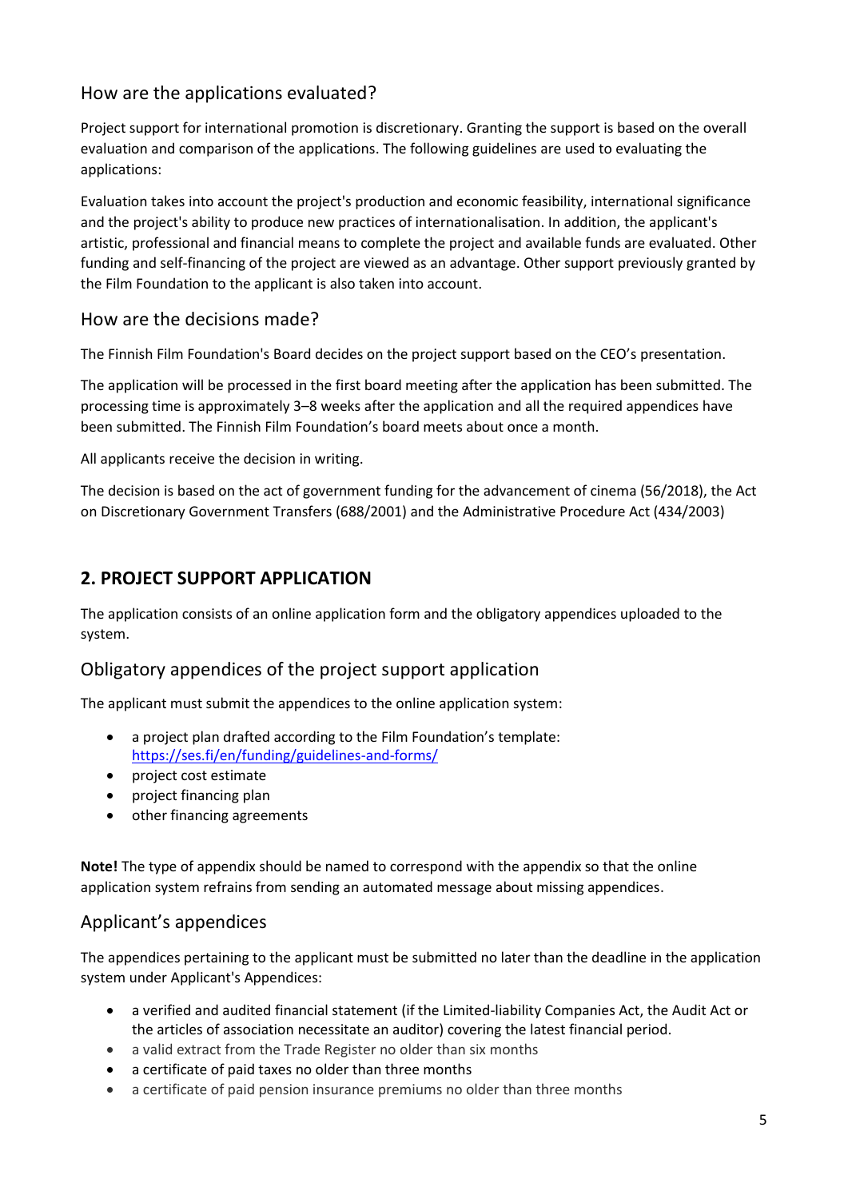### How are the applications evaluated?

Project support for international promotion is discretionary. Granting the support is based on the overall evaluation and comparison of the applications. The following guidelines are used to evaluating the applications:

Evaluation takes into account the project's production and economic feasibility, international significance and the project's ability to produce new practices of internationalisation. In addition, the applicant's artistic, professional and financial means to complete the project and available funds are evaluated. Other funding and self-financing of the project are viewed as an advantage. Other support previously granted by the Film Foundation to the applicant is also taken into account.

### How are the decisions made?

The Finnish Film Foundation's Board decides on the project support based on the CEO's presentation.

The application will be processed in the first board meeting after the application has been submitted. The processing time is approximately 3–8 weeks after the application and all the required appendices have been submitted. The Finnish Film Foundation's board meets about once a month.

All applicants receive the decision in writing.

The decision is based on the act of government funding for the advancement of cinema (56/2018), the Act on Discretionary Government Transfers (688/2001) and the Administrative Procedure Act (434/2003)

## 2. PROJECT SUPPORT APPLICATION

The application consists of an online application form and the obligatory appendices uploaded to the system.

### Obligatory appendices of the project support application

The applicant must submit the appendices to the online application system:

- a project plan drafted according to the Film Foundation's template: https://ses.fi/en/funding/guidelines-and-forms/
- project cost estimate
- project financing plan
- other financing agreements

**Note!** The type of appendix should be named to correspond with the appendix so that the online application system refrains from sending an automated message about missing appendices.

### Applicant's appendices

The appendices pertaining to the applicant must be submitted no later than the deadline in the application system under Applicant's Appendices:

- a verified and audited financial statement (if the Limited-liability Companies Act, the Audit Act or the articles of association necessitate an auditor) covering the latest financial period.
- a valid extract from the Trade Register no older than six months
- a certificate of paid taxes no older than three months
- a certificate of paid pension insurance premiums no older than three months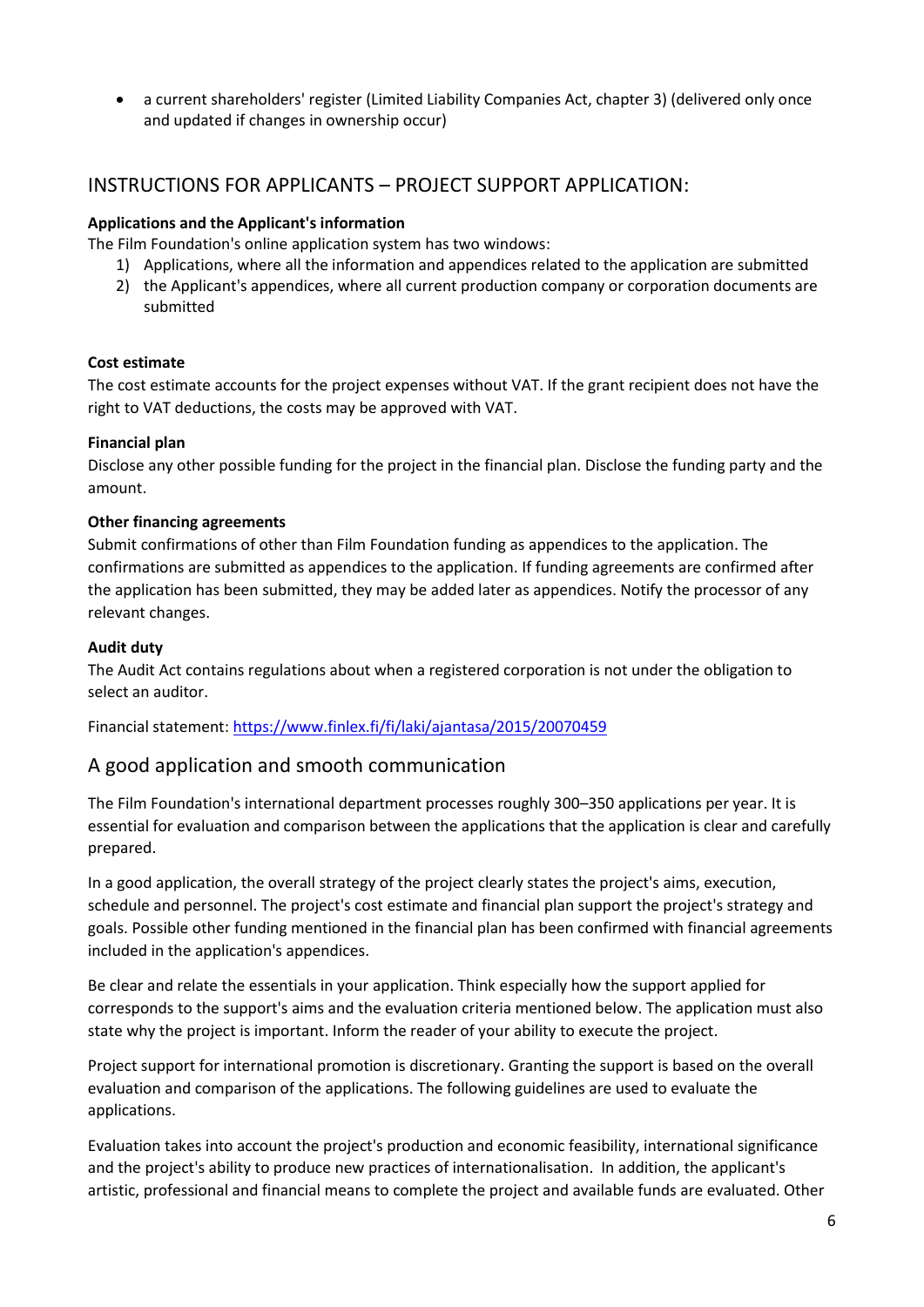- a current shareholders' register (Limited Liability Companies Act, chapter 3) (delivered only once and updated if changes in ownership occur)

## INSTRUCTIONS FOR APPLICANTS – PROJECT SUPPORT APPLICATION:

**Applications and the Applicant's information**
The Film Foundation's online application system has two windows:

1) Applications, where all the information and appendices related to the application are submitted
2) the Applicant's appendices, where all current production company or corporation documents are submitted

**Cost estimate**
The cost estimate accounts for the project expenses without VAT. If the grant recipient does not have the right to VAT deductions, the costs may be approved with VAT.

**Financial plan**
Disclose any other possible funding for the project in the financial plan. Disclose the funding party and the amount.

**Other financing agreements**
Submit confirmations of other than Film Foundation funding as appendices to the application. The confirmations are submitted as appendices to the application. If funding agreements are confirmed after the application has been submitted, they may be added later as appendices. Notify the processor of any relevant changes.

**Audit duty**
The Audit Act contains regulations about when a registered corporation is not under the obligation to select an auditor.

Financial statement: https://www.finlex.fi/fi/laki/ajantasa/2015/20070459

## A good application and smooth communication

The Film Foundation's international department processes roughly 300–350 applications per year. It is essential for evaluation and comparison between the applications that the application is clear and carefully prepared.

In a good application, the overall strategy of the project clearly states the project's aims, execution, schedule and personnel. The project's cost estimate and financial plan support the project's strategy and goals. Possible other funding mentioned in the financial plan has been confirmed with financial agreements included in the application's appendices.

Be clear and relate the essentials in your application. Think especially how the support applied for corresponds to the support's aims and the evaluation criteria mentioned below. The application must also state why the project is important. Inform the reader of your ability to execute the project.

Project support for international promotion is discretionary. Granting the support is based on the overall evaluation and comparison of the applications. The following guidelines are used to evaluate the applications.

Evaluation takes into account the project's production and economic feasibility, international significance and the project's ability to produce new practices of internationalisation. In addition, the applicant's artistic, professional and financial means to complete the project and available funds are evaluated. Other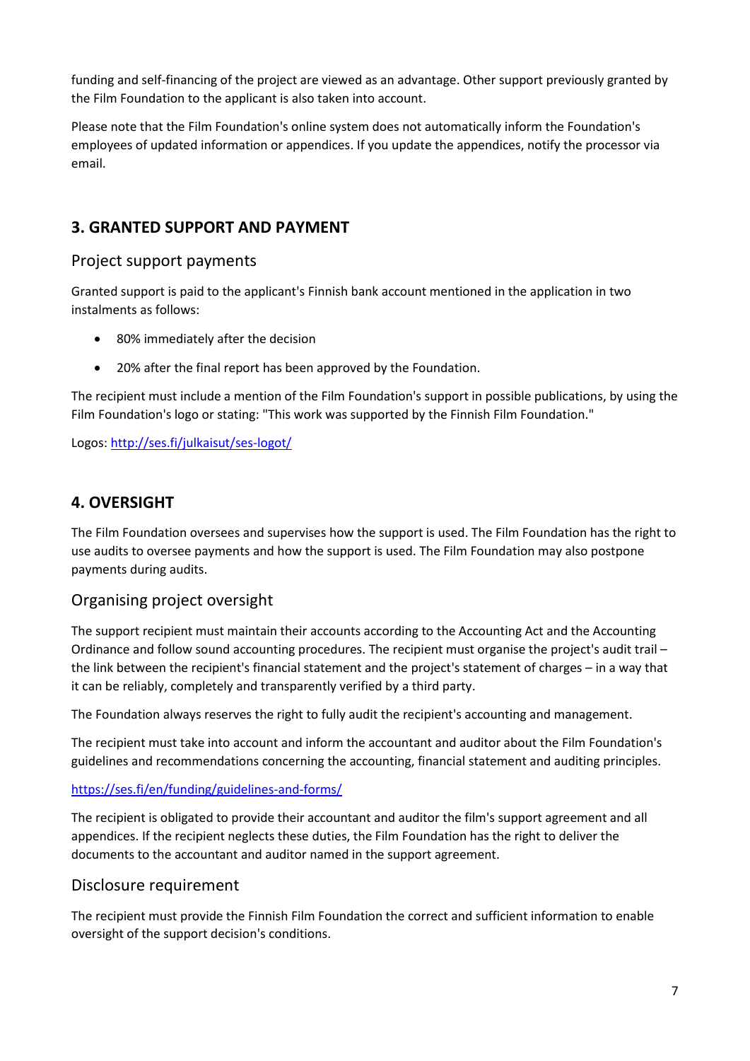funding and self-financing of the project are viewed as an advantage. Other support previously granted by the Film Foundation to the applicant is also taken into account.

Please note that the Film Foundation's online system does not automatically inform the Foundation's employees of updated information or appendices. If you update the appendices, notify the processor via email.

## 3. GRANTED SUPPORT AND PAYMENT

### Project support payments

Granted support is paid to the applicant's Finnish bank account mentioned in the application in two instalments as follows:

- 80% immediately after the decision
- 20% after the final report has been approved by the Foundation.

The recipient must include a mention of the Film Foundation's support in possible publications, by using the Film Foundation's logo or stating: "This work was supported by the Finnish Film Foundation."

Logos: http://ses.fi/julkaisut/ses-logot/

## 4. OVERSIGHT

The Film Foundation oversees and supervises how the support is used. The Film Foundation has the right to use audits to oversee payments and how the support is used. The Film Foundation may also postpone payments during audits.

### Organising project oversight

The support recipient must maintain their accounts according to the Accounting Act and the Accounting Ordinance and follow sound accounting procedures. The recipient must organise the project's audit trail – the link between the recipient's financial statement and the project's statement of charges – in a way that it can be reliably, completely and transparently verified by a third party.

The Foundation always reserves the right to fully audit the recipient's accounting and management.

The recipient must take into account and inform the accountant and auditor about the Film Foundation's guidelines and recommendations concerning the accounting, financial statement and auditing principles.

https://ses.fi/en/funding/guidelines-and-forms/

The recipient is obligated to provide their accountant and auditor the film's support agreement and all appendices. If the recipient neglects these duties, the Film Foundation has the right to deliver the documents to the accountant and auditor named in the support agreement.

### Disclosure requirement

The recipient must provide the Finnish Film Foundation the correct and sufficient information to enable oversight of the support decision's conditions.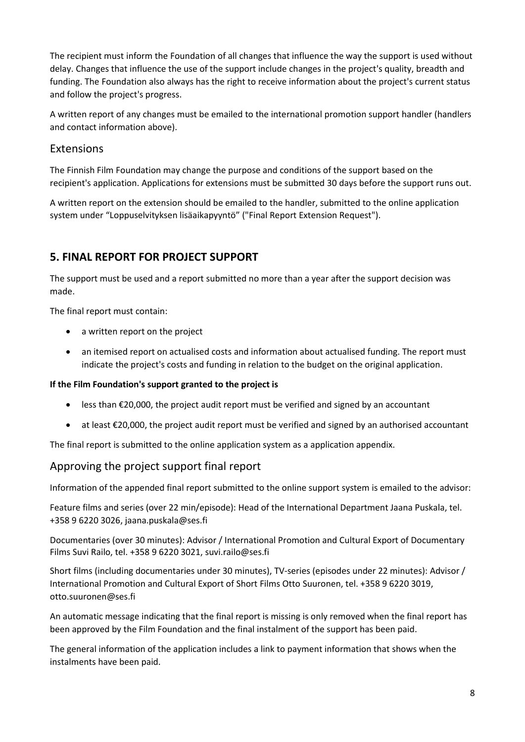The recipient must inform the Foundation of all changes that influence the way the support is used without delay. Changes that influence the use of the support include changes in the project's quality, breadth and funding. The Foundation also always has the right to receive information about the project's current status and follow the project's progress.

A written report of any changes must be emailed to the international promotion support handler (handlers and contact information above).

## Extensions

The Finnish Film Foundation may change the purpose and conditions of the support based on the recipient's application. Applications for extensions must be submitted 30 days before the support runs out.

A written report on the extension should be emailed to the handler, submitted to the online application system under "Loppuselvityksen lisäaikapyyntö" ("Final Report Extension Request").

# 5. FINAL REPORT FOR PROJECT SUPPORT

The support must be used and a report submitted no more than a year after the support decision was made.

The final report must contain:

- a written report on the project
- an itemised report on actualised costs and information about actualised funding. The report must indicate the project's costs and funding in relation to the budget on the original application.

**If the Film Foundation's support granted to the project is**

- less than €20,000, the project audit report must be verified and signed by an accountant
- at least €20,000, the project audit report must be verified and signed by an authorised accountant

The final report is submitted to the online application system as a application appendix.

## Approving the project support final report

Information of the appended final report submitted to the online support system is emailed to the advisor:

Feature films and series (over 22 min/episode): Head of the International Department Jaana Puskala, tel. +358 9 6220 3026, jaana.puskala@ses.fi

Documentaries (over 30 minutes): Advisor / International Promotion and Cultural Export of Documentary Films Suvi Railo, tel. +358 9 6220 3021, suvi.railo@ses.fi

Short films (including documentaries under 30 minutes), TV-series (episodes under 22 minutes): Advisor / International Promotion and Cultural Export of Short Films Otto Suuronen, tel. +358 9 6220 3019, otto.suuronen@ses.fi

An automatic message indicating that the final report is missing is only removed when the final report has been approved by the Film Foundation and the final instalment of the support has been paid.

The general information of the application includes a link to payment information that shows when the instalments have been paid.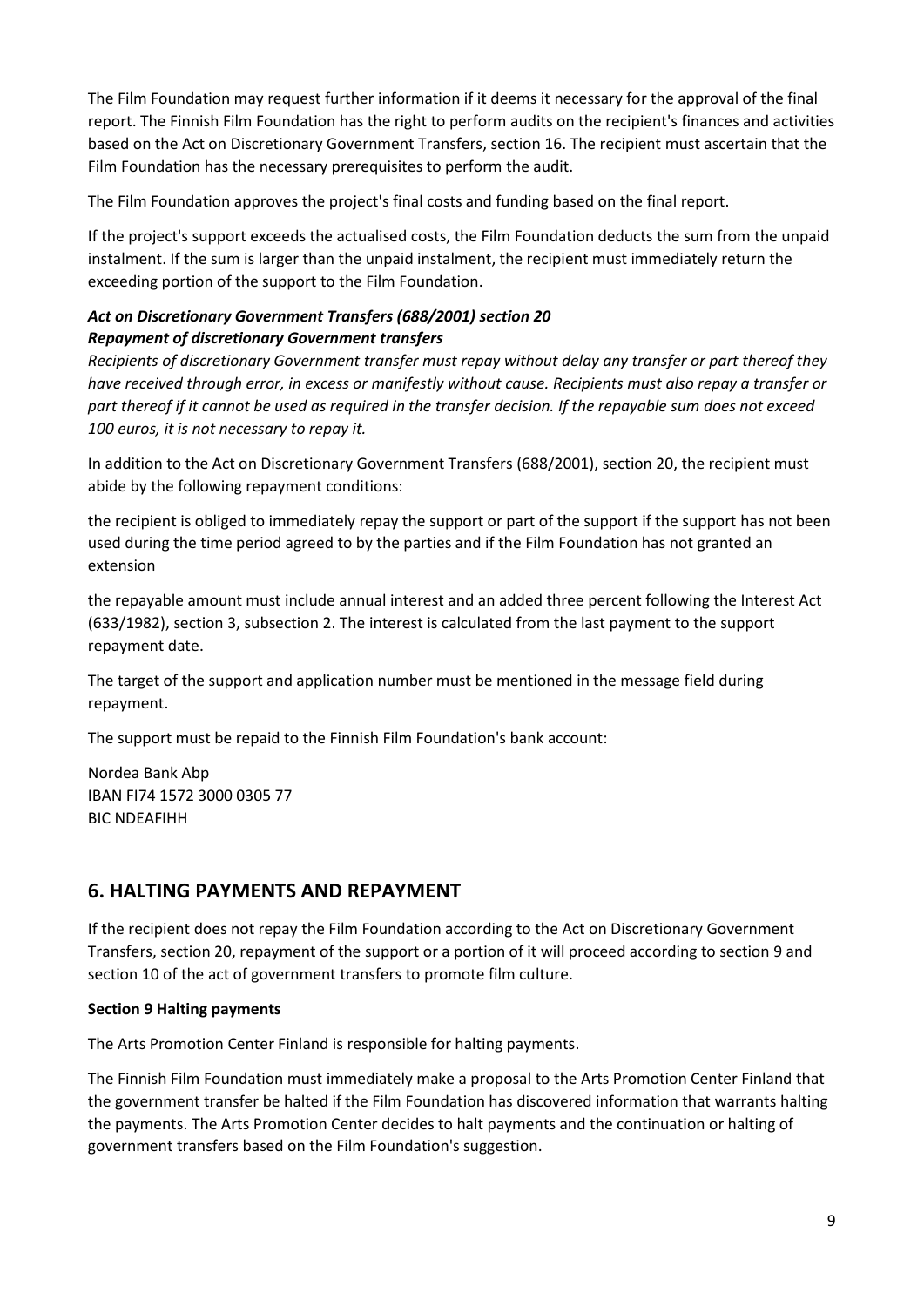The Film Foundation may request further information if it deems it necessary for the approval of the final report. The Finnish Film Foundation has the right to perform audits on the recipient's finances and activities based on the Act on Discretionary Government Transfers, section 16. The recipient must ascertain that the Film Foundation has the necessary prerequisites to perform the audit.

The Film Foundation approves the project's final costs and funding based on the final report.

If the project's support exceeds the actualised costs, the Film Foundation deducts the sum from the unpaid instalment. If the sum is larger than the unpaid instalment, the recipient must immediately return the exceeding portion of the support to the Film Foundation.

***Act on Discretionary Government Transfers (688/2001) section 20***
***Repayment of discretionary Government transfers***
*Recipients of discretionary Government transfer must repay without delay any transfer or part thereof they have received through error, in excess or manifestly without cause. Recipients must also repay a transfer or part thereof if it cannot be used as required in the transfer decision. If the repayable sum does not exceed 100 euros, it is not necessary to repay it.*

In addition to the Act on Discretionary Government Transfers (688/2001), section 20, the recipient must abide by the following repayment conditions:

the recipient is obliged to immediately repay the support or part of the support if the support has not been used during the time period agreed to by the parties and if the Film Foundation has not granted an extension

the repayable amount must include annual interest and an added three percent following the Interest Act (633/1982), section 3, subsection 2. The interest is calculated from the last payment to the support repayment date.

The target of the support and application number must be mentioned in the message field during repayment.

The support must be repaid to the Finnish Film Foundation's bank account:

Nordea Bank Abp
IBAN FI74 1572 3000 0305 77
BIC NDEAFIHH

## 6. HALTING PAYMENTS AND REPAYMENT

If the recipient does not repay the Film Foundation according to the Act on Discretionary Government Transfers, section 20, repayment of the support or a portion of it will proceed according to section 9 and section 10 of the act of government transfers to promote film culture.

**Section 9 Halting payments**

The Arts Promotion Center Finland is responsible for halting payments.

The Finnish Film Foundation must immediately make a proposal to the Arts Promotion Center Finland that the government transfer be halted if the Film Foundation has discovered information that warrants halting the payments. The Arts Promotion Center decides to halt payments and the continuation or halting of government transfers based on the Film Foundation's suggestion.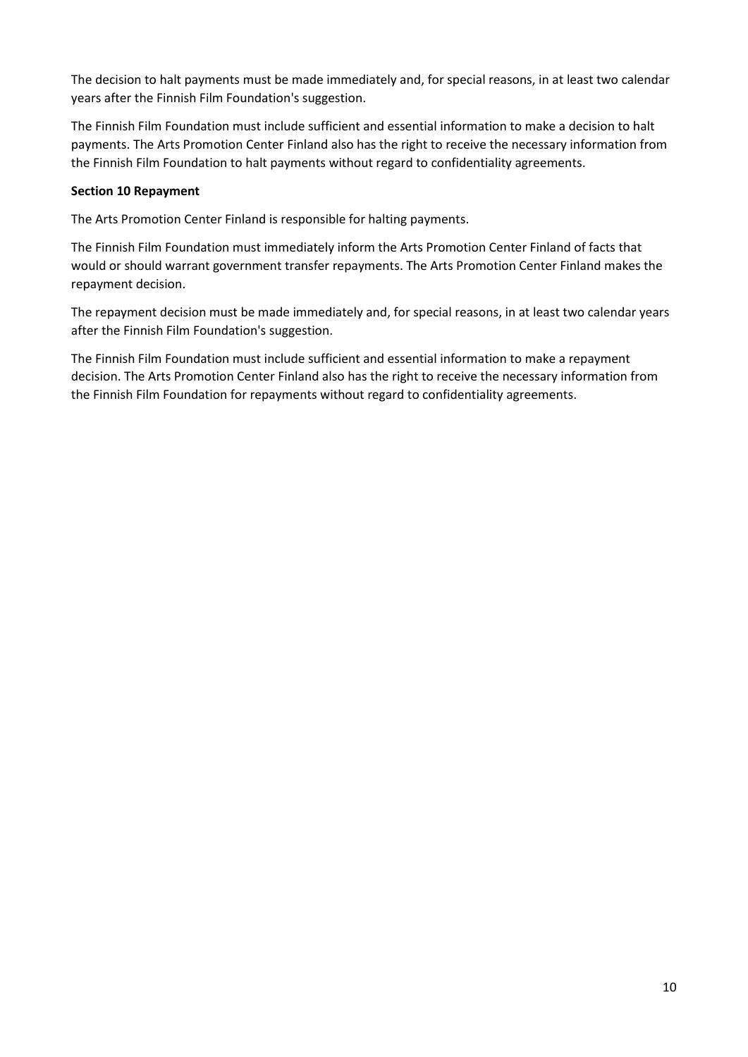The decision to halt payments must be made immediately and, for special reasons, in at least two calendar years after the Finnish Film Foundation's suggestion.

The Finnish Film Foundation must include sufficient and essential information to make a decision to halt payments. The Arts Promotion Center Finland also has the right to receive the necessary information from the Finnish Film Foundation to halt payments without regard to confidentiality agreements.

**Section 10 Repayment**

The Arts Promotion Center Finland is responsible for halting payments.

The Finnish Film Foundation must immediately inform the Arts Promotion Center Finland of facts that would or should warrant government transfer repayments. The Arts Promotion Center Finland makes the repayment decision.

The repayment decision must be made immediately and, for special reasons, in at least two calendar years after the Finnish Film Foundation's suggestion.

The Finnish Film Foundation must include sufficient and essential information to make a repayment decision. The Arts Promotion Center Finland also has the right to receive the necessary information from the Finnish Film Foundation for repayments without regard to confidentiality agreements.